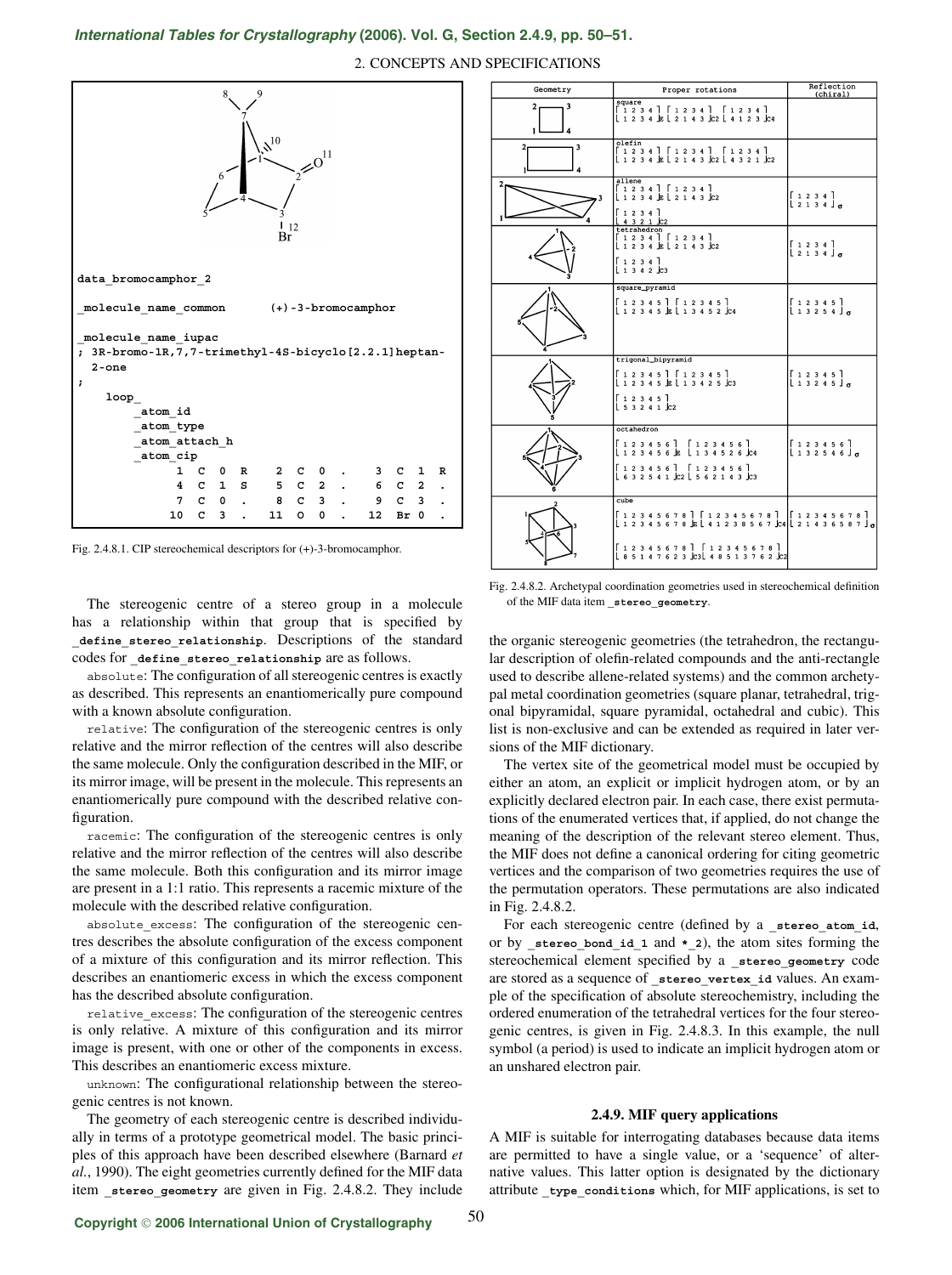```
data_bromocamphor_2

_molecule_name_common       (+)-3-bromocamphor

_molecule_name_iupac
; 3R-bromo-1R,7,7-trimethyl-4S-bicyclo[2.2.1]heptan-
  2-one
;
    loop_
        _atom_id
        _atom_type
        _atom_attach_h
        _atom_cip
            1  C  0  R     2  C  0  .     3  C  1  R
            4  C  1  S     5  C  2  .     6  C  2  .
            7  C  0  .     8  C  3  .     9  C  3  .
           10  C  3  .    11  O  0  .    12  Br 0  .
```

Fig. 2.4.8.1. CIP stereochemical descriptors for (+)-3-bromocamphor.

The stereogenic centre of a stereo group in a molecule has a relationship within that group that is specified by **_define_stereo_relationship**. Descriptions of the standard codes for **_define_stereo_relationship** are as follows.

absolute: The configuration of all stereogenic centres is exactly as described. This represents an enantiomerically pure compound with a known absolute configuration.

relative: The configuration of the stereogenic centres is only relative and the mirror reflection of the centres will also describe the same molecule. Only the configuration described in the MIF, or its mirror image, will be present in the molecule. This represents an enantiomerically pure compound with the described relative configuration.

racemic: The configuration of the stereogenic centres is only relative and the mirror reflection of the centres will also describe the same molecule. Both this configuration and its mirror image are present in a 1:1 ratio. This represents a racemic mixture of the molecule with the described relative configuration.

absolute_excess: The configuration of the stereogenic centres describes the absolute configuration of the excess component of a mixture of this configuration and its mirror reflection. This describes an enantiomeric excess in which the excess component has the described absolute configuration.

relative_excess: The configuration of the stereogenic centres is only relative. A mixture of this configuration and its mirror image is present, with one or other of the components in excess. This describes an enantiomeric excess mixture.

unknown: The configurational relationship between the stereogenic centres is not known.

The geometry of each stereogenic centre is described individually in terms of a prototype geometrical model. The basic principles of this approach have been described elsewhere (Barnard *et al.*, 1990). The eight geometries currently defined for the MIF data item **_stereo_geometry** are given in Fig. 2.4.8.2. They include

| Geometry | Proper rotations | Reflection (chiral) |
|---|---|---|
| square | $\begin{bmatrix}1&2&3&4\\1&2&3&4\end{bmatrix}_E \begin{bmatrix}1&2&3&4\\2&1&4&3\end{bmatrix}_{C2} \begin{bmatrix}1&2&3&4\\4&1&2&3\end{bmatrix}_{C4}$ | |
| olefin | $\begin{bmatrix}1&2&3&4\\1&2&3&4\end{bmatrix}_E \begin{bmatrix}1&2&3&4\\2&1&4&3\end{bmatrix}_{C2} \begin{bmatrix}1&2&3&4\\4&3&2&1\end{bmatrix}_{C2}$ | |
| allene | $\begin{bmatrix}1&2&3&4\\1&2&3&4\end{bmatrix}_E \begin{bmatrix}1&2&3&4\\2&1&4&3\end{bmatrix}_{C2} \begin{bmatrix}1&2&3&4\\4&3&2&1\end{bmatrix}_{C2}$ | $\begin{bmatrix}1&2&3&4\\2&1&3&4\end{bmatrix}_\sigma$ |
| tetrahedron | $\begin{bmatrix}1&2&3&4\\1&2&3&4\end{bmatrix}_E \begin{bmatrix}1&2&3&4\\2&1&4&3\end{bmatrix}_{C2} \begin{bmatrix}1&2&3&4\\1&3&4&2\end{bmatrix}_{C3}$ | $\begin{bmatrix}1&2&3&4\\2&1&3&4\end{bmatrix}_\sigma$ |
| square_pyramid | $\begin{bmatrix}1&2&3&4&5\\1&2&3&4&5\end{bmatrix}_E \begin{bmatrix}1&2&3&4&5\\1&3&4&5&2\end{bmatrix}_{C4}$ | $\begin{bmatrix}1&2&3&4&5\\1&3&2&5&4\end{bmatrix}_\sigma$ |
| trigonal_bipyramid | $\begin{bmatrix}1&2&3&4&5\\1&2&3&4&5\end{bmatrix}_E \begin{bmatrix}1&2&3&4&5\\1&3&4&2&5\end{bmatrix}_{C3} \begin{bmatrix}1&2&3&4&5\\5&3&2&4&1\end{bmatrix}_{C2}$ | $\begin{bmatrix}1&2&3&4&5\\1&3&2&4&5\end{bmatrix}_\sigma$ |
| octahedron | $\begin{bmatrix}1&2&3&4&5&6\\1&2&3&4&5&6\end{bmatrix}_E \begin{bmatrix}1&2&3&4&5&6\\1&3&4&5&2&6\end{bmatrix}_{C4} \begin{bmatrix}1&2&3&4&5&6\\6&3&2&5&4&1\end{bmatrix}_{C2} \begin{bmatrix}1&2&3&4&5&6\\5&6&2&1&4&3\end{bmatrix}_{C3}$ | $\begin{bmatrix}1&2&3&4&5&6\\1&3&2&5&4&6\end{bmatrix}_\sigma$ |
| cube | $\begin{bmatrix}1&2&3&4&5&6&7&8\\1&2&3&4&5&6&7&8\end{bmatrix}_E \begin{bmatrix}1&2&3&4&5&6&7&8\\4&1&2&3&8&5&6&7\end{bmatrix}_{C4} \begin{bmatrix}1&2&3&4&5&6&7&8\\8&5&1&4&7&6&2&3\end{bmatrix}_{C3} \begin{bmatrix}1&2&3&4&5&6&7&8\\4&8&5&1&3&7&6&2\end{bmatrix}_{C2}$ | $\begin{bmatrix}1&2&3&4&5&6&7&8\\2&1&4&3&6&5&8&7\end{bmatrix}_\sigma$ |

Fig. 2.4.8.2. Archetypal coordination geometries used in stereochemical definition of the MIF data item **_stereo_geometry**.

the organic stereogenic geometries (the tetrahedron, the rectangular description of olefin-related compounds and the anti-rectangle used to describe allene-related systems) and the common archetypal metal coordination geometries (square planar, tetrahedral, trigonal bipyramidal, square pyramidal, octahedral and cubic). This list is non-exclusive and can be extended as required in later versions of the MIF dictionary.

The vertex site of the geometrical model must be occupied by either an atom, an explicit or implicit hydrogen atom, or by an explicitly declared electron pair. In each case, there exist permutations of the enumerated vertices that, if applied, do not change the meaning of the description of the relevant stereo element. Thus, the MIF does not define a canonical ordering for citing geometric vertices and the comparison of two geometries requires the use of the permutation operators. These permutations are also indicated in Fig. 2.4.8.2.

For each stereogenic centre (defined by a **_stereo_atom_id**, or by **_stereo_bond_id_1** and ***_2**), the atom sites forming the stereochemical element specified by a **_stereo_geometry** code are stored as a sequence of **_stereo_vertex_id** values. An example of the specification of absolute stereochemistry, including the ordered enumeration of the tetrahedral vertices for the four stereogenic centres, is given in Fig. 2.4.8.3. In this example, the null symbol (a period) is used to indicate an implicit hydrogen atom or an unshared electron pair.

## 2.4.9. MIF query applications

A MIF is suitable for interrogating databases because data items are permitted to have a single value, or a 'sequence' of alternative values. This latter option is designated by the dictionary attribute **_type_conditions** which, for MIF applications, is set to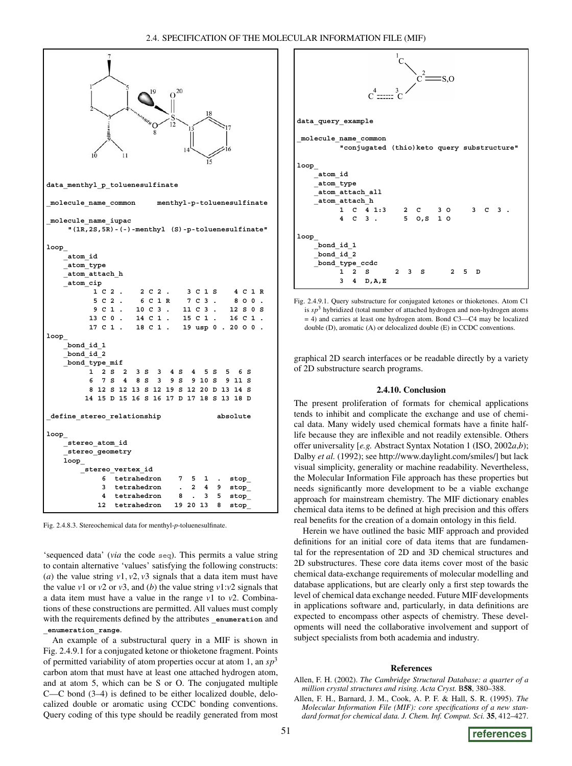```
data_menthyl_p_toluenesulfinate

_molecule_name_common     menthyl-p-toluenesulfinate

_molecule_name_iupac
     "(1R,2S,5R)-(-)-menthyl (S)-p-toluenesulfinate"

loop_
   _atom_id
   _atom_type
   _atom_attach_h
   _atom_cip
         1 C 2 .    2 C 2 .    3 C 1 S    4 C 1 R
         5 C 2 .    6 C 1 R    7 C 3 .    8 O 0 .
         9 C 1 .   10 C 3 .   11 C 3 .   12 S 0 S
        13 C 0 .   14 C 1 .   15 C 1 .   16 C 1 .
        17 C 1 .   18 C 1 .   19 usp 0 . 20 O 0 .
loop_
   _bond_id_1
   _bond_id_2
   _bond_type_mif
        1  2 S  2  3 S  3  4 S  4  5 S  5  6 S
        6  7 S  4  8 S  3  9 S  9 10 S  9 11 S
        8 12 S 12 13 S 12 19 S 12 20 D 13 14 S
       14 15 D 15 16 S 16 17 D 17 18 S 13 18 D

_define_stereo_relationship             absolute

loop_
   _stereo_atom_id
   _stereo_geometry
   loop_
      _stereo_vertex_id
           6  tetrahedron    7  5  1  .  stop_
           3  tetrahedron    .  2  4  9  stop_
           4  tetrahedron    8  .  3  5  stop_
          12  tetrahedron   19 20 13  8  stop_
```

Fig. 2.4.8.3. Stereochemical data for menthyl-*p*-toluenesulfinate.

'sequenced data' (*via* the code `seq`). This permits a value string to contain alternative 'values' satisfying the following constructs: (*a*) the value string *v*1, *v*2, *v*3 signals that a data item must have the value *v*1 or *v*2 or *v*3, and (*b*) the value string *v*1:*v*2 signals that a data item must have a value in the range *v*1 to *v*2. Combinations of these constructions are permitted. All values must comply with the requirements defined by the attributes **`_enumeration`** and **`_enumeration_range`**.

An example of a substructural query in a MIF is shown in Fig. 2.4.9.1 for a conjugated ketone or thioketone fragment. Points of permitted variability of atom properties occur at atom 1, an $sp^3$ carbon atom that must have at least one attached hydrogen atom, and at atom 5, which can be S or O. The conjugated multiple C—C bond (3–4) is defined to be either localized double, delocalized double or aromatic using CCDC bonding conventions. Query coding of this type should be readily generated from most

```
data_query_example

_molecule_name_common
        "conjugated (thio)keto query substructure"

loop_
    _atom_id
    _atom_type
    _atom_attach_all
    _atom_attach_h
        1  C  4 1:3    2  C    3 O     3  C  3 .
        4  C  3 .      5  O,S  1 O

loop_
    _bond_id_1
    _bond_id_2
    _bond_type_ccdc
        1  2  S      2  3  S      2  5  D
        3  4  D,A,E
```

Fig. 2.4.9.1. Query substructure for conjugated ketones or thioketones. Atom C1 is $sp^3$ hybridized (total number of attached hydrogen and non-hydrogen atoms = 4) and carries at least one hydrogen atom. Bond C3—C4 may be localized double (D), aromatic (A) or delocalized double (E) in CCDC conventions.

graphical 2D search interfaces or be readable directly by a variety of 2D substructure search programs.

### 2.4.10. Conclusion

The present proliferation of formats for chemical applications tends to inhibit and complicate the exchange and use of chemical data. Many widely used chemical formats have a finite half-life because they are inflexible and not readily extensible. Others offer universality [*e.g.* Abstract Syntax Notation 1 (ISO, 2002*a*,*b*); Dalby *et al.* (1992); see http://www.daylight.com/smiles/] but lack visual simplicity, generality or machine readability. Nevertheless, the Molecular Information File approach has these properties but needs significantly more development to be a viable exchange approach for mainstream chemistry. The MIF dictionary enables chemical data items to be defined at high precision and this offers real benefits for the creation of a domain ontology in this field.

Herein we have outlined the basic MIF approach and provided definitions for an initial core of data items that are fundamental for the representation of 2D and 3D chemical structures and 2D substructures. These core data items cover most of the basic chemical data-exchange requirements of molecular modelling and database applications, but are clearly only a first step towards the level of chemical data exchange needed. Future MIF developments in applications software and, particularly, in data definitions are expected to encompass other aspects of chemistry. These developments will need the collaborative involvement and support of subject specialists from both academia and industry.

### References

Allen, F. H. (2002). *The Cambridge Structural Database: a quarter of a million crystal structures and rising. Acta Cryst.* B**58**, 380–388.

Allen, F. H., Barnard, J. M., Cook, A. P. F. & Hall, S. R. (1995). *The Molecular Information File (MIF): core specifications of a new standard format for chemical data. J. Chem. Inf. Comput. Sci.* **35**, 412–427.